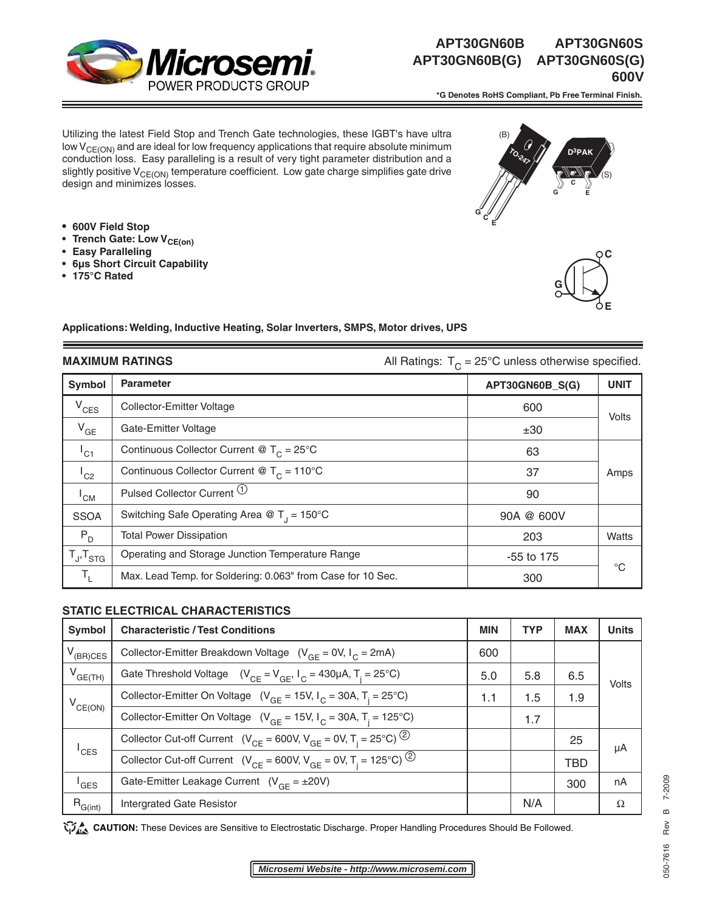# APT30GN60B APT30GN60S
# APT30GN60B(G) APT30GN60S(G)
# 600V

*G Denotes RoHS Compliant, Pb Free Terminal Finish.

Utilizing the latest Field Stop and Trench Gate technologies, these IGBT's have ultra low $V_{CE(ON)}$ and are ideal for low frequency applications that require absolute minimum conduction loss. Easy paralleling is a result of very tight parameter distribution and a slightly positive $V_{CE(ON)}$ temperature coefficient. Low gate charge simplifies gate drive design and minimizes losses.

- **600V Field Stop**
- **Trench Gate: Low $V_{CE(on)}$**
- **Easy Paralleling**
- **6µs Short Circuit Capability**
- **175°C Rated**

**Applications: Welding, Inductive Heating, Solar Inverters, SMPS, Motor drives, UPS**

## MAXIMUM RATINGS

All Ratings: $T_C$ = 25°C unless otherwise specified.

| Symbol | Parameter | APT30GN60B_S(G) | UNIT |
|---|---|---|---|
| $V_{CES}$ | Collector-Emitter Voltage | 600 | Volts |
| $V_{GE}$ | Gate-Emitter Voltage | ±30 | |
| $I_{C1}$ | Continuous Collector Current @ $T_C$ = 25°C | 63 | Amps |
| $I_{C2}$ | Continuous Collector Current @ $T_C$ = 110°C | 37 | |
| $I_{CM}$ | Pulsed Collector Current ① | 90 | |
| SSOA | Switching Safe Operating Area @ $T_J$ = 150°C | 90A @ 600V | |
| $P_D$ | Total Power Dissipation | 203 | Watts |
| $T_J, T_{STG}$ | Operating and Storage Junction Temperature Range | -55 to 175 | °C |
| $T_L$ | Max. Lead Temp. for Soldering: 0.063" from Case for 10 Sec. | 300 | |

## STATIC ELECTRICAL CHARACTERISTICS

| Symbol | Characteristic / Test Conditions | MIN | TYP | MAX | Units |
|---|---|---|---|---|---|
| $V_{(BR)CES}$ | Collector-Emitter Breakdown Voltage ($V_{GE}$ = 0V, $I_C$ = 2mA) | 600 | | | Volts |
| $V_{GE(TH)}$ | Gate Threshold Voltage ($V_{CE} = V_{GE}$, $I_C$ = 430µA, $T_j$ = 25°C) | 5.0 | 5.8 | 6.5 | |
| $V_{CE(ON)}$ | Collector-Emitter On Voltage ($V_{GE}$ = 15V, $I_C$ = 30A, $T_j$ = 25°C) | 1.1 | 1.5 | 1.9 | |
| | Collector-Emitter On Voltage ($V_{GE}$ = 15V, $I_C$ = 30A, $T_j$ = 125°C) | | 1.7 | | |
| $I_{CES}$ | Collector Cut-off Current ($V_{CE}$ = 600V, $V_{GE}$ = 0V, $T_j$ = 25°C) ② | | | 25 | µA |
| | Collector Cut-off Current ($V_{CE}$ = 600V, $V_{GE}$ = 0V, $T_j$ = 125°C) ② | | | TBD | |
| $I_{GES}$ | Gate-Emitter Leakage Current ($V_{GE}$ = ±20V) | | | 300 | nA |
| $R_{G(int)}$ | Intergrated Gate Resistor | | N/A | | Ω |

**CAUTION:** These Devices are Sensitive to Electrostatic Discharge. Proper Handling Procedures Should Be Followed.

*Microsemi Website - http://www.microsemi.com*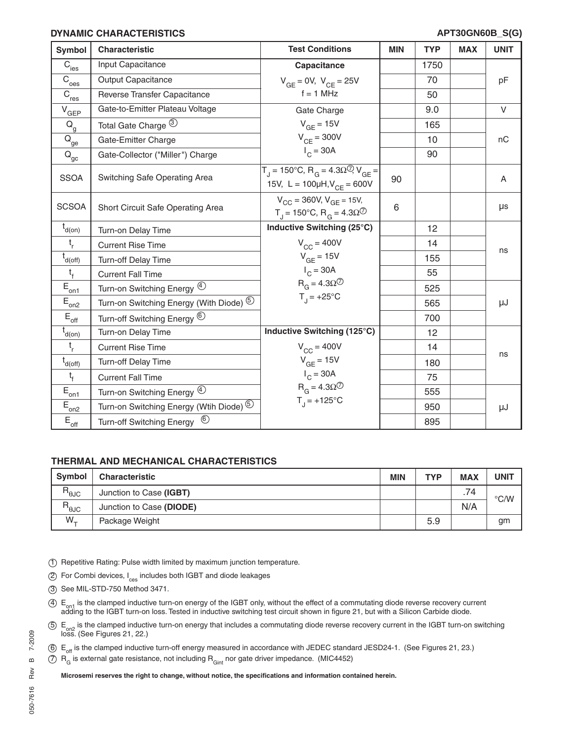## DYNAMIC CHARACTERISTICS

APT30GN60B_S(G)

| Symbol | Characteristic | Test Conditions | MIN | TYP | MAX | UNIT |
|---|---|---|---|---|---|---|
| $C_{ies}$ | Input Capacitance | **Capacitance** | | 1750 | | pF |
| $C_{oes}$ | Output Capacitance | $V_{GE}$ = 0V, $V_{CE}$ = 25V | | 70 | | |
| $C_{res}$ | Reverse Transfer Capacitance | f = 1 MHz | | 50 | | |
| $V_{GEP}$ | Gate-to-Emitter Plateau Voltage | Gate Charge | | 9.0 | | V |
| $Q_g$ | Total Gate Charge ③ | $V_{GE}$ = 15V | | 165 | | nC |
| $Q_{ge}$ | Gate-Emitter Charge | $V_{CE}$ = 300V | | 10 | | |
| $Q_{gc}$ | Gate-Collector ("Miller") Charge | $I_C$ = 30A | | 90 | | |
| SSOA | Switching Safe Operating Area | $T_J$ = 150°C, $R_G$ = 4.3Ω⑦, $V_{GE}$ = 15V, L = 100μH, $V_{CE}$ = 600V | 90 | | | A |
| SCSOA | Short Circuit Safe Operating Area | $V_{CC}$ = 360V, $V_{GE}$ = 15V, $T_J$ = 150°C, $R_G$ = 4.3Ω⑦ | 6 | | | μs |
| $t_{d(on)}$ | Turn-on Delay Time | **Inductive Switching (25°C)** | | 12 | | ns |
| $t_r$ | Current Rise Time | $V_{CC}$ = 400V | | 14 | | |
| $t_{d(off)}$ | Turn-off Delay Time | $V_{GE}$ = 15V | | 155 | | |
| $t_f$ | Current Fall Time | $I_C$ = 30A | | 55 | | |
| $E_{on1}$ | Turn-on Switching Energy ④ | $R_G$ = 4.3Ω⑦ | | 525 | | μJ |
| $E_{on2}$ | Turn-on Switching Energy (With Diode) ⑤ | $T_J$ = +25°C | | 565 | | |
| $E_{off}$ | Turn-off Switching Energy ⑥ | | | 700 | | |
| $t_{d(on)}$ | Turn-on Delay Time | **Inductive Switching (125°C)** | | 12 | | ns |
| $t_r$ | Current Rise Time | $V_{CC}$ = 400V | | 14 | | |
| $t_{d(off)}$ | Turn-off Delay Time | $V_{GE}$ = 15V | | 180 | | |
| $t_f$ | Current Fall Time | $I_C$ = 30A | | 75 | | |
| $E_{on1}$ | Turn-on Switching Energy ④ | $R_G$ = 4.3Ω⑦ | | 555 | | μJ |
| $E_{on2}$ | Turn-on Switching Energy (Wtih Diode) ⑤ | $T_J$ = +125°C | | 950 | | |
| $E_{off}$ | Turn-off Switching Energy ⑥ | | | 895 | | |

## THERMAL AND MECHANICAL CHARACTERISTICS

| Symbol | Characteristic | MIN | TYP | MAX | UNIT |
|---|---|---|---|---|---|
| $R_{\theta JC}$ | Junction to Case **(IGBT)** | | | .74 | °C/W |
| $R_{\theta JC}$ | Junction to Case **(DIODE)** | | | N/A | |
| $W_T$ | Package Weight | | 5.9 | | gm |

① Repetitive Rating: Pulse width limited by maximum junction temperature.

② For Combi devices, $I_{ces}$ includes both IGBT and diode leakages

③ See MIL-STD-750 Method 3471.

④ $E_{on1}$ is the clamped inductive turn-on energy of the IGBT only, without the effect of a commutating diode reverse recovery current adding to the IGBT turn-on loss. Tested in inductive switching test circuit shown in figure 21, but with a Silicon Carbide diode.

⑤ $E_{on2}$ is the clamped inductive turn-on energy that includes a commutating diode reverse recovery current in the IGBT turn-on switching loss. (See Figures 21, 22.)

⑥ $E_{off}$ is the clamped inductive turn-off energy measured in accordance with JEDEC standard JESD24-1. (See Figures 21, 23.)

⑦ $R_G$ is external gate resistance, not including $R_{Gint}$ nor gate driver impedance. (MIC4452)

**Microsemi reserves the right to change, without notice, the specifications and information contained herein.**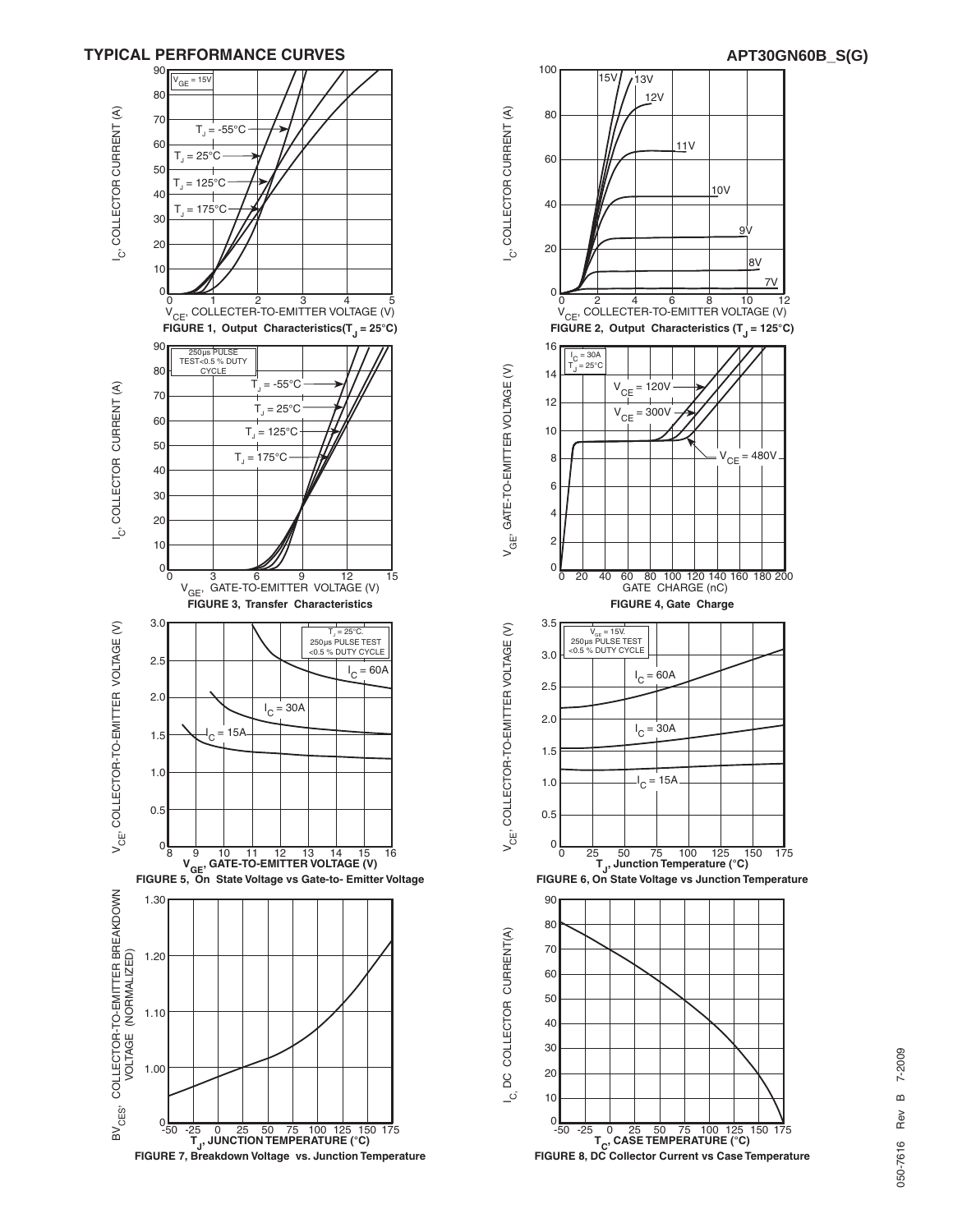## TYPICAL PERFORMANCE CURVES

APT30GN60B_S(G)

$V_{GE}$ = 15V

$T_J$ = -55°C

$T_J$ = 25°C

$T_J$ = 125°C

$T_J$ = 175°C

$I_C$, COLLECTOR CURRENT (A)

$V_{CE}$, COLLECTER-TO-EMITTER VOLTAGE (V)

**FIGURE 1, Output Characteristics($T_J$ = 25°C)**

15V, 13V, 12V, 11V, 10V, 9V, 8V, 7V

$I_C$, COLLECTOR CURRENT (A)

$V_{CE}$, COLLECTER-TO-EMITTER VOLTAGE (V)

**FIGURE 2, Output Characteristics ($T_J$ = 125°C)**

250μs PULSE TEST<0.5 % DUTY CYCLE

$T_J$ = -55°C

$T_J$ = 25°C

$T_J$ = 125°C

$T_J$ = 175°C

$I_C$, COLLECTOR CURRENT (A)

$V_{GE}$, GATE-TO-EMITTER VOLTAGE (V)

**FIGURE 3, Transfer Characteristics**

$I_C$ = 30A
$T_J$ = 25°C

$V_{CE}$ = 120V

$V_{CE}$ = 300V

$V_{CE}$ = 480V

$V_{GE}$, GATE-TO-EMITTER VOLTAGE (V)

GATE CHARGE (nC)

**FIGURE 4, Gate Charge**

$T_J$ = 25°C.
250μs PULSE TEST
<0.5 % DUTY CYCLE

$I_C$ = 60A

$I_C$ = 30A

$I_C$ = 15A

$V_{CE}$, COLLECTOR-TO-EMITTER VOLTAGE (V)

$V_{GE}$, GATE-TO-EMITTER VOLTAGE (V)

**FIGURE 5, On State Voltage vs Gate-to- Emitter Voltage**

$V_{GE}$ = 15V.
250μs PULSE TEST
<0.5 % DUTY CYCLE

$I_C$ = 60A

$I_C$ = 30A

$I_C$ = 15A

$V_{CE}$, COLLECTOR-TO-EMITTER VOLTAGE (V)

$T_J$, Junction Temperature (°C)

**FIGURE 6, On State Voltage vs Junction Temperature**

$BV_{CES}$, COLLECTOR-TO-EMITTER BREAKDOWN VOLTAGE (NORMALIZED)

$T_J$, JUNCTION TEMPERATURE (°C)

**FIGURE 7, Breakdown Voltage vs. Junction Temperature**

$I_C$, DC COLLECTOR CURRENT(A)

$T_C$, CASE TEMPERATURE (°C)

**FIGURE 8, DC Collector Current vs Case Temperature**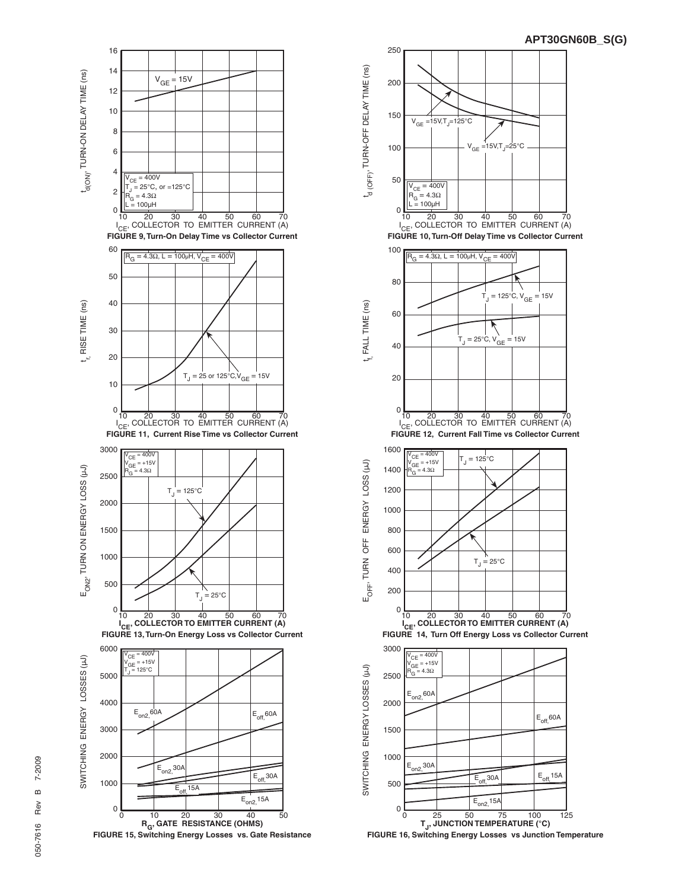FIGURE 9, Turn-On Delay Time vs Collector Current

FIGURE 10, Turn-Off Delay Time vs Collector Current

FIGURE 11, Current Rise Time vs Collector Current

FIGURE 12, Current Fall Time vs Collector Current

FIGURE 13, Turn-On Energy Loss vs Collector Current

FIGURE 14, Turn Off Energy Loss vs Collector Current

FIGURE 15, Switching Energy Losses vs. Gate Resistance

FIGURE 16, Switching Energy Losses vs Junction Temperature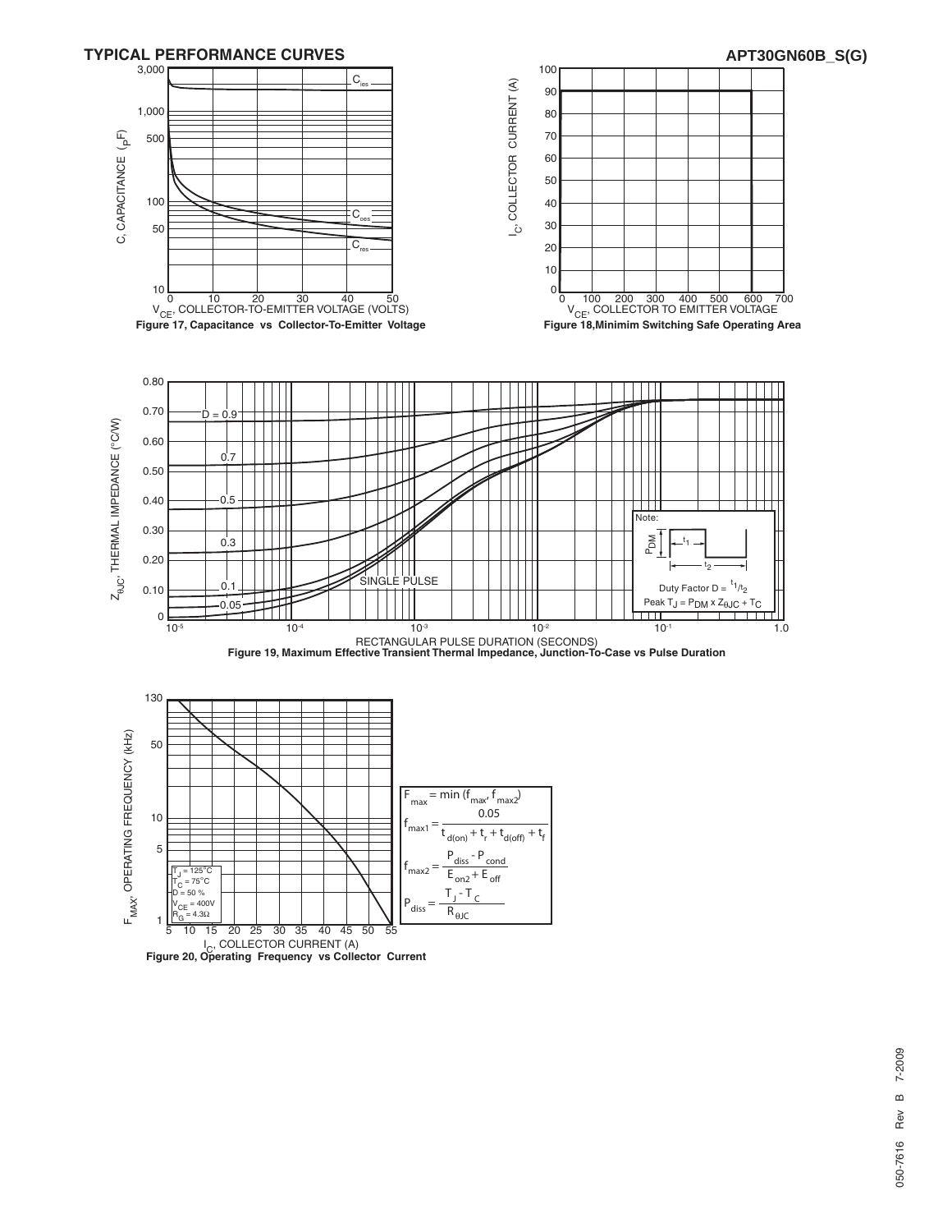## TYPICAL PERFORMANCE CURVES

Figure 17, Capacitance vs Collector-To-Emitter Voltage

Figure 18, Minimim Switching Safe Operating Area

Figure 19, Maximum Effective Transient Thermal Impedance, Junction-To-Case vs Pulse Duration

Note: Duty Factor $D = t_1/t_2$

Peak $T_J = P_{DM} \times Z_{\theta JC} + T_C$

Figure 20, Operating Frequency vs Collector Current

$T_J = 125°C$, $T_C = 75°C$, $D = 50\ \%$, $V_{CE} = 400V$, $R_G = 4.3\Omega$

$$F_{max} = \min(f_{max}, f_{max2})$$

$$f_{max1} = \frac{0.05}{t_{d(on)} + t_r + t_{d(off)} + t_f}$$

$$f_{max2} = \frac{P_{diss} - P_{cond}}{E_{on2} + E_{off}}$$

$$P_{diss} = \frac{T_J - T_C}{R_{\theta JC}}$$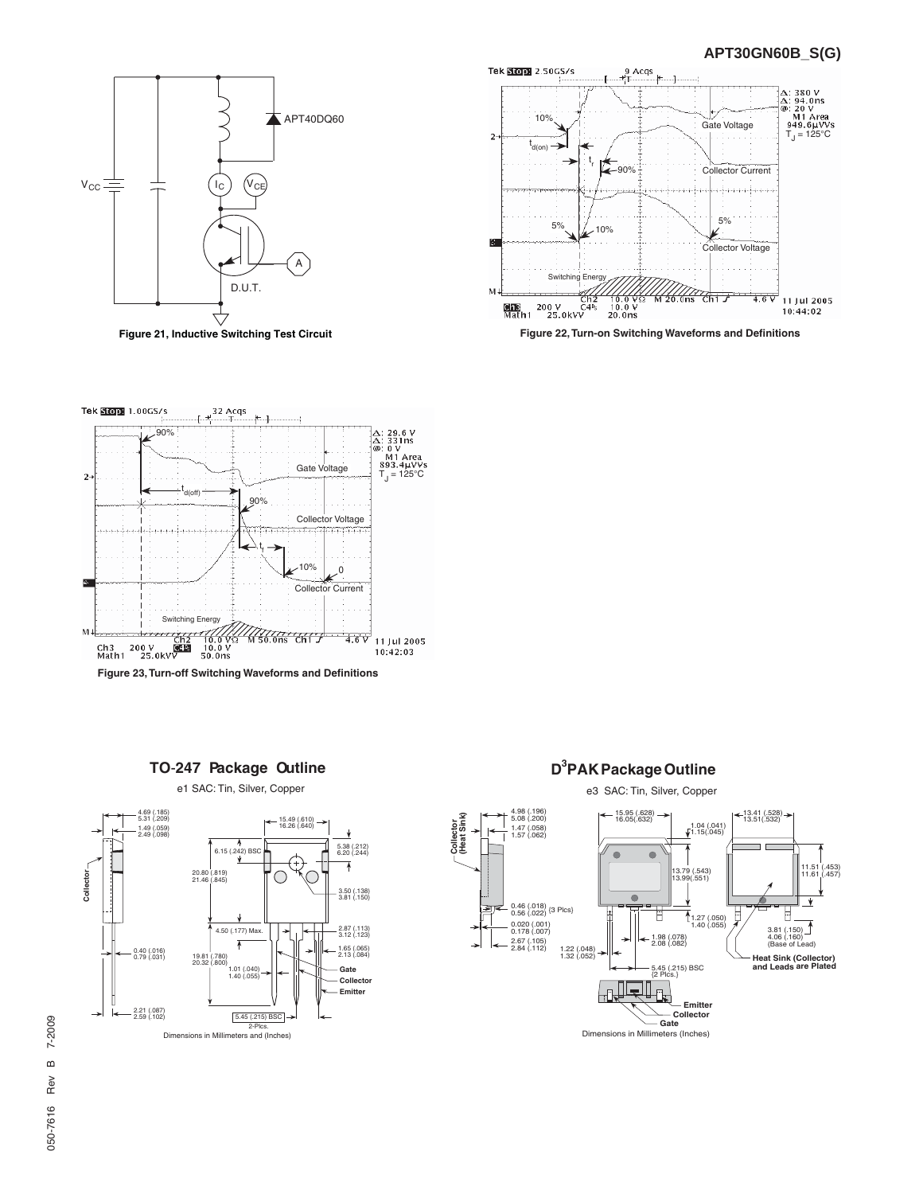Figure 21, Inductive Switching Test Circuit

Figure 22, Turn-on Switching Waveforms and Definitions

Figure 23, Turn-off Switching Waveforms and Definitions

## TO-247 Package Outline

e1 SAC: Tin, Silver, Copper

Dimensions in Millimeters and (Inches)

## D[3]PAK Package Outline

e3 SAC: Tin, Silver, Copper

Heat Sink (Collector) and Leads are Plated

Dimensions in Millimeters (Inches)